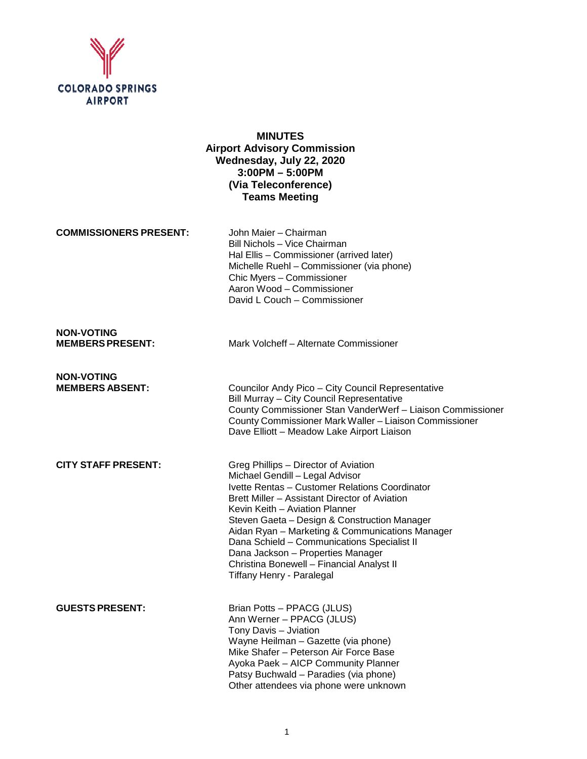COLORADO SPRINGS AIRPORT

# MINUTES
## Airport Advisory Commission
**Wednesday, July 22, 2020**
**3:00PM – 5:00PM**
**(Via Teleconference)**
**Teams Meeting**

| | |
|---|---|
| **COMMISSIONERS PRESENT:** | John Maier – Chairman<br>Bill Nichols – Vice Chairman<br>Hal Ellis – Commissioner (arrived later)<br>Michelle Ruehl – Commissioner (via phone)<br>Chic Myers – Commissioner<br>Aaron Wood – Commissioner<br>David L Couch – Commissioner |
| **NON-VOTING MEMBERS PRESENT:** | Mark Volcheff – Alternate Commissioner |
| **NON-VOTING MEMBERS ABSENT:** | Councilor Andy Pico – City Council Representative<br>Bill Murray – City Council Representative<br>County Commissioner Stan VanderWerf – Liaison Commissioner<br>County Commissioner Mark Waller – Liaison Commissioner<br>Dave Elliott – Meadow Lake Airport Liaison |
| **CITY STAFF PRESENT:** | Greg Phillips – Director of Aviation<br>Michael Gendill – Legal Advisor<br>Ivette Rentas – Customer Relations Coordinator<br>Brett Miller – Assistant Director of Aviation<br>Kevin Keith – Aviation Planner<br>Steven Gaeta – Design & Construction Manager<br>Aidan Ryan – Marketing & Communications Manager<br>Dana Schield – Communications Specialist II<br>Dana Jackson – Properties Manager<br>Christina Bonewell – Financial Analyst II<br>Tiffany Henry - Paralegal |
| **GUESTS PRESENT:** | Brian Potts – PPACG (JLUS)<br>Ann Werner – PPACG (JLUS)<br>Tony Davis – Jviation<br>Wayne Heilman – Gazette (via phone)<br>Mike Shafer – Peterson Air Force Base<br>Ayoka Paek – AICP Community Planner<br>Patsy Buchwald – Paradies (via phone)<br>Other attendees via phone were unknown |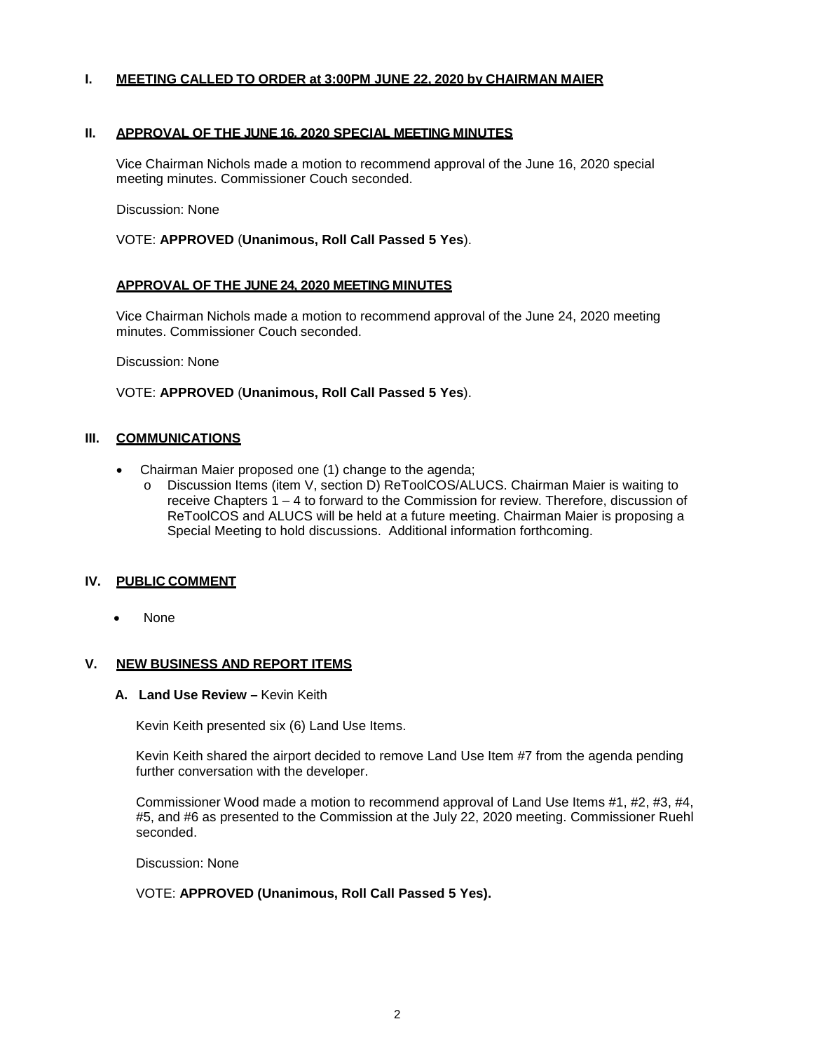## I. MEETING CALLED TO ORDER at 3:00PM JUNE 22, 2020 by CHAIRMAN MAIER

## II. APPROVAL OF THE JUNE 16, 2020 SPECIAL MEETING MINUTES

Vice Chairman Nichols made a motion to recommend approval of the June 16, 2020 special meeting minutes. Commissioner Couch seconded.

Discussion: None

VOTE: **APPROVED** (**Unanimous, Roll Call Passed 5 Yes**).

### APPROVAL OF THE JUNE 24, 2020 MEETING MINUTES

Vice Chairman Nichols made a motion to recommend approval of the June 24, 2020 meeting minutes. Commissioner Couch seconded.

Discussion: None

VOTE: **APPROVED** (**Unanimous, Roll Call Passed 5 Yes**).

## III. COMMUNICATIONS

- Chairman Maier proposed one (1) change to the agenda;
  - Discussion Items (item V, section D) ReToolCOS/ALUCS. Chairman Maier is waiting to receive Chapters 1 – 4 to forward to the Commission for review. Therefore, discussion of ReToolCOS and ALUCS will be held at a future meeting. Chairman Maier is proposing a Special Meeting to hold discussions. Additional information forthcoming.

## IV. PUBLIC COMMENT

- None

## V. NEW BUSINESS AND REPORT ITEMS

### A. Land Use Review – Kevin Keith

Kevin Keith presented six (6) Land Use Items.

Kevin Keith shared the airport decided to remove Land Use Item #7 from the agenda pending further conversation with the developer.

Commissioner Wood made a motion to recommend approval of Land Use Items #1, #2, #3, #4, #5, and #6 as presented to the Commission at the July 22, 2020 meeting. Commissioner Ruehl seconded.

Discussion: None

VOTE: **APPROVED (Unanimous, Roll Call Passed 5 Yes).**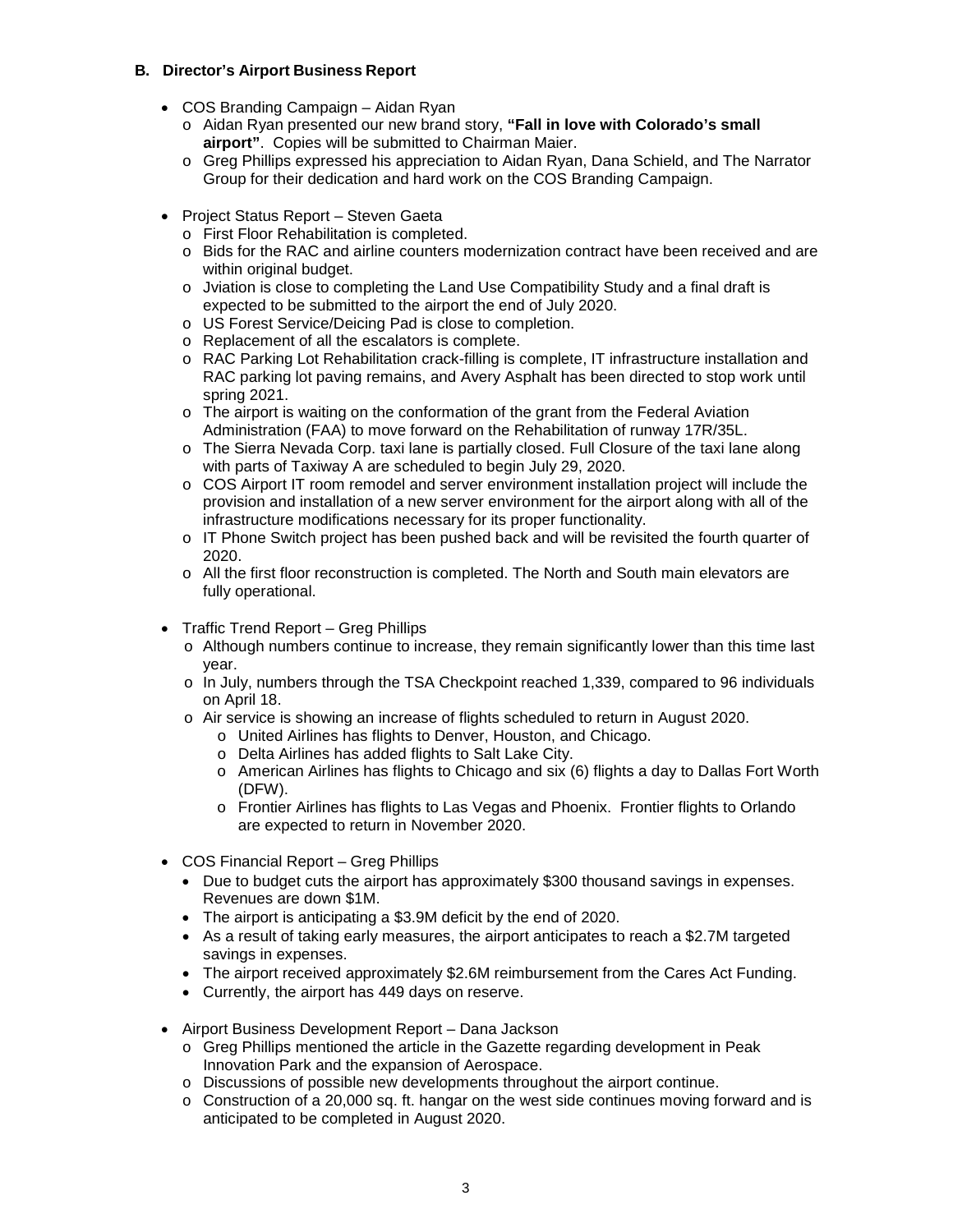### B. Director's Airport Business Report

- COS Branding Campaign – Aidan Ryan
  - Aidan Ryan presented our new brand story, **"Fall in love with Colorado's small airport"**. Copies will be submitted to Chairman Maier.
  - Greg Phillips expressed his appreciation to Aidan Ryan, Dana Schield, and The Narrator Group for their dedication and hard work on the COS Branding Campaign.

- Project Status Report – Steven Gaeta
  - First Floor Rehabilitation is completed.
  - Bids for the RAC and airline counters modernization contract have been received and are within original budget.
  - Jviation is close to completing the Land Use Compatibility Study and a final draft is expected to be submitted to the airport the end of July 2020.
  - US Forest Service/Deicing Pad is close to completion.
  - Replacement of all the escalators is complete.
  - RAC Parking Lot Rehabilitation crack-filling is complete, IT infrastructure installation and RAC parking lot paving remains, and Avery Asphalt has been directed to stop work until spring 2021.
  - The airport is waiting on the conformation of the grant from the Federal Aviation Administration (FAA) to move forward on the Rehabilitation of runway 17R/35L.
  - The Sierra Nevada Corp. taxi lane is partially closed. Full Closure of the taxi lane along with parts of Taxiway A are scheduled to begin July 29, 2020.
  - COS Airport IT room remodel and server environment installation project will include the provision and installation of a new server environment for the airport along with all of the infrastructure modifications necessary for its proper functionality.
  - IT Phone Switch project has been pushed back and will be revisited the fourth quarter of 2020.
  - All the first floor reconstruction is completed. The North and South main elevators are fully operational.

- Traffic Trend Report – Greg Phillips
  - Although numbers continue to increase, they remain significantly lower than this time last year.
  - In July, numbers through the TSA Checkpoint reached 1,339, compared to 96 individuals on April 18.
  - Air service is showing an increase of flights scheduled to return in August 2020.
    - United Airlines has flights to Denver, Houston, and Chicago.
    - Delta Airlines has added flights to Salt Lake City.
    - American Airlines has flights to Chicago and six (6) flights a day to Dallas Fort Worth (DFW).
    - Frontier Airlines has flights to Las Vegas and Phoenix. Frontier flights to Orlando are expected to return in November 2020.

- COS Financial Report – Greg Phillips
  - Due to budget cuts the airport has approximately $300 thousand savings in expenses. Revenues are down $1M.
  - The airport is anticipating a $3.9M deficit by the end of 2020.
  - As a result of taking early measures, the airport anticipates to reach a $2.7M targeted savings in expenses.
  - The airport received approximately $2.6M reimbursement from the Cares Act Funding.
  - Currently, the airport has 449 days on reserve.

- Airport Business Development Report – Dana Jackson
  - Greg Phillips mentioned the article in the Gazette regarding development in Peak Innovation Park and the expansion of Aerospace.
  - Discussions of possible new developments throughout the airport continue.
  - Construction of a 20,000 sq. ft. hangar on the west side continues moving forward and is anticipated to be completed in August 2020.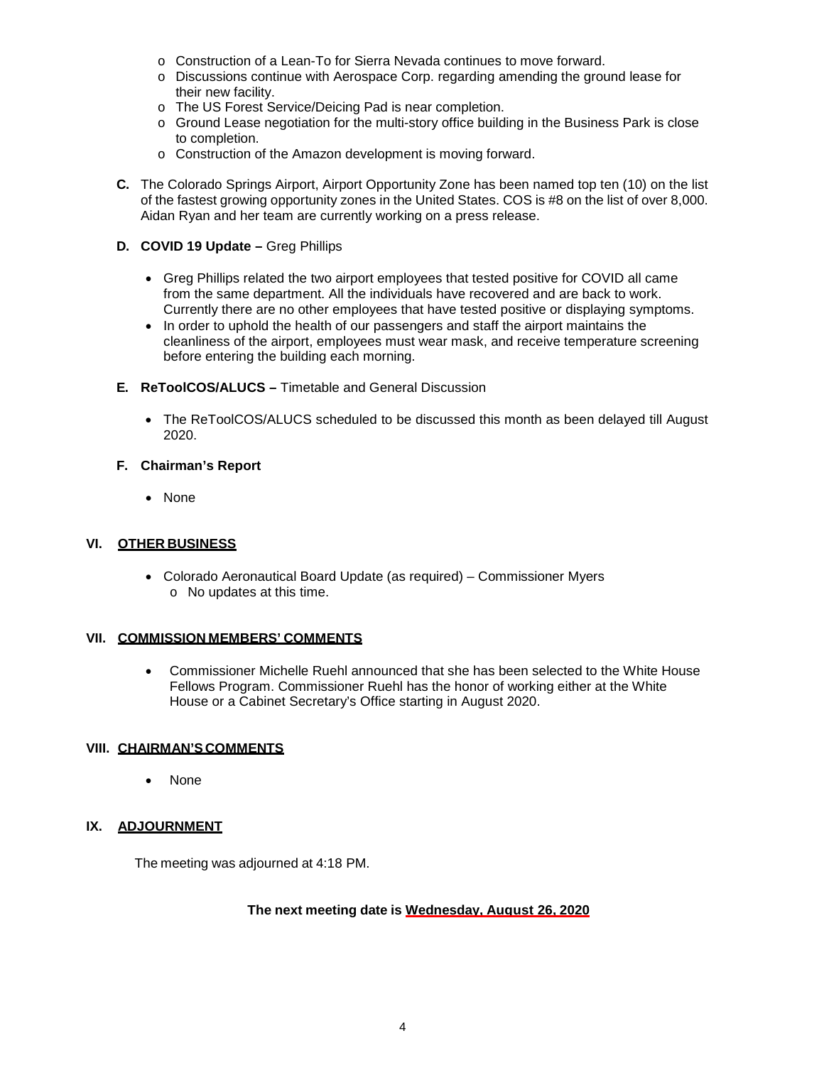- Construction of a Lean-To for Sierra Nevada continues to move forward.
- Discussions continue with Aerospace Corp. regarding amending the ground lease for their new facility.
- The US Forest Service/Deicing Pad is near completion.
- Ground Lease negotiation for the multi-story office building in the Business Park is close to completion.
- Construction of the Amazon development is moving forward.

**C.** The Colorado Springs Airport, Airport Opportunity Zone has been named top ten (10) on the list of the fastest growing opportunity zones in the United States. COS is #8 on the list of over 8,000. Aidan Ryan and her team are currently working on a press release.

**D. COVID 19 Update –** Greg Phillips

- Greg Phillips related the two airport employees that tested positive for COVID all came from the same department. All the individuals have recovered and are back to work. Currently there are no other employees that have tested positive or displaying symptoms.
- In order to uphold the health of our passengers and staff the airport maintains the cleanliness of the airport, employees must wear mask, and receive temperature screening before entering the building each morning.

**E. ReToolCOS/ALUCS –** Timetable and General Discussion

- The ReToolCOS/ALUCS scheduled to be discussed this month as been delayed till August 2020.

**F. Chairman's Report**

- None

## VI. OTHER BUSINESS

- Colorado Aeronautical Board Update (as required) – Commissioner Myers
  - No updates at this time.

## VII. COMMISSION MEMBERS' COMMENTS

- Commissioner Michelle Ruehl announced that she has been selected to the White House Fellows Program. Commissioner Ruehl has the honor of working either at the White House or a Cabinet Secretary's Office starting in August 2020.

## VIII. CHAIRMAN'S COMMENTS

- None

## IX. ADJOURNMENT

The meeting was adjourned at 4:18 PM.

**The next meeting date is Wednesday, August 26, 2020**